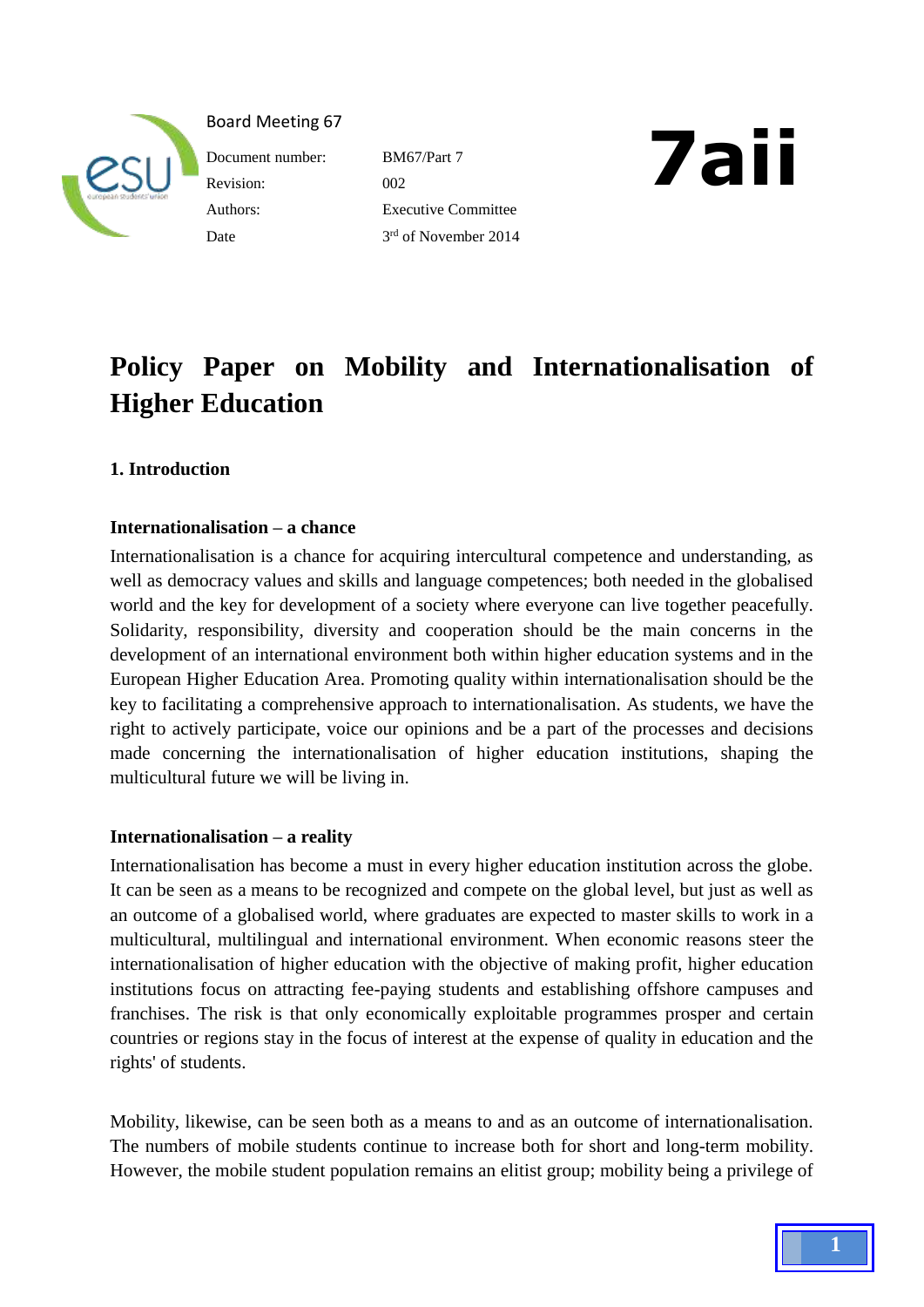Board Meeting 67

| Document number: | BM67/Part 7 |
|---|---|
| Revision: | 002 |
| Authors: | Executive Committee |
| Date | 3rd of November 2014 |

**7aii**

# Policy Paper on Mobility and Internationalisation of Higher Education

## 1. Introduction

### Internationalisation – a chance

Internationalisation is a chance for acquiring intercultural competence and understanding, as well as democracy values and skills and language competences; both needed in the globalised world and the key for development of a society where everyone can live together peacefully. Solidarity, responsibility, diversity and cooperation should be the main concerns in the development of an international environment both within higher education systems and in the European Higher Education Area. Promoting quality within internationalisation should be the key to facilitating a comprehensive approach to internationalisation. As students, we have the right to actively participate, voice our opinions and be a part of the processes and decisions made concerning the internationalisation of higher education institutions, shaping the multicultural future we will be living in.

### Internationalisation – a reality

Internationalisation has become a must in every higher education institution across the globe. It can be seen as a means to be recognized and compete on the global level, but just as well as an outcome of a globalised world, where graduates are expected to master skills to work in a multicultural, multilingual and international environment. When economic reasons steer the internationalisation of higher education with the objective of making profit, higher education institutions focus on attracting fee-paying students and establishing offshore campuses and franchises. The risk is that only economically exploitable programmes prosper and certain countries or regions stay in the focus of interest at the expense of quality in education and the rights' of students.

Mobility, likewise, can be seen both as a means to and as an outcome of internationalisation. The numbers of mobile students continue to increase both for short and long-term mobility. However, the mobile student population remains an elitist group; mobility being a privilege of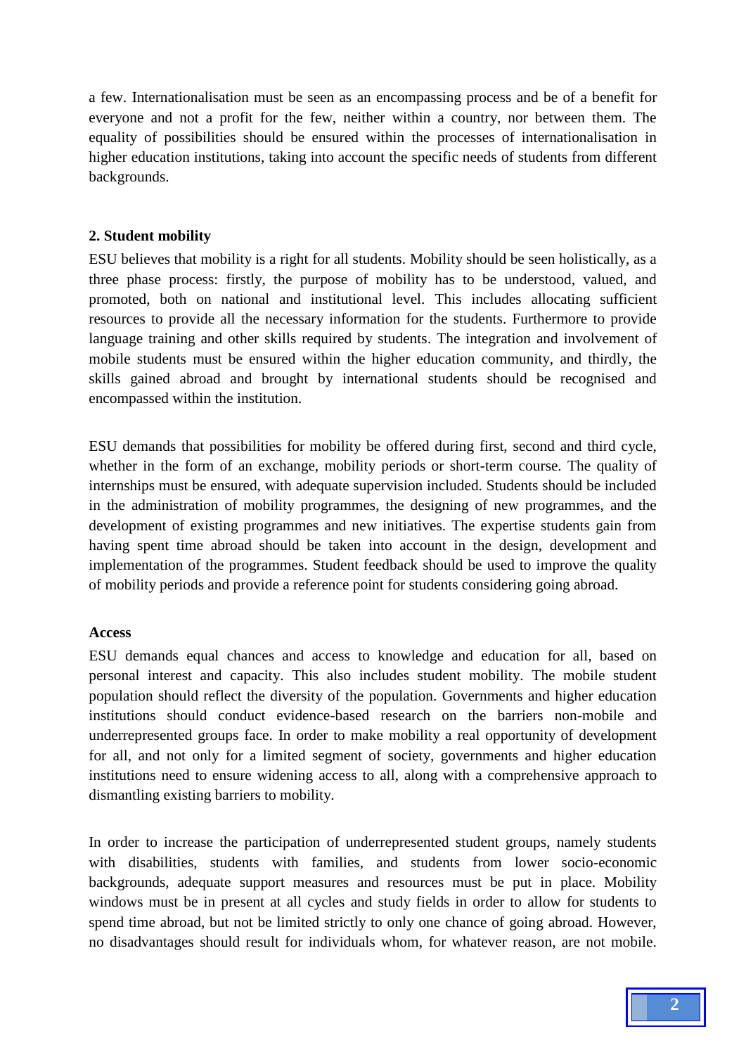a few. Internationalisation must be seen as an encompassing process and be of a benefit for everyone and not a profit for the few, neither within a country, nor between them. The equality of possibilities should be ensured within the processes of internationalisation in higher education institutions, taking into account the specific needs of students from different backgrounds.

**2. Student mobility**

ESU believes that mobility is a right for all students. Mobility should be seen holistically, as a three phase process: firstly, the purpose of mobility has to be understood, valued, and promoted, both on national and institutional level. This includes allocating sufficient resources to provide all the necessary information for the students. Furthermore to provide language training and other skills required by students. The integration and involvement of mobile students must be ensured within the higher education community, and thirdly, the skills gained abroad and brought by international students should be recognised and encompassed within the institution.

ESU demands that possibilities for mobility be offered during first, second and third cycle, whether in the form of an exchange, mobility periods or short-term course. The quality of internships must be ensured, with adequate supervision included. Students should be included in the administration of mobility programmes, the designing of new programmes, and the development of existing programmes and new initiatives. The expertise students gain from having spent time abroad should be taken into account in the design, development and implementation of the programmes. Student feedback should be used to improve the quality of mobility periods and provide a reference point for students considering going abroad.

**Access**

ESU demands equal chances and access to knowledge and education for all, based on personal interest and capacity. This also includes student mobility. The mobile student population should reflect the diversity of the population. Governments and higher education institutions should conduct evidence-based research on the barriers non-mobile and underrepresented groups face. In order to make mobility a real opportunity of development for all, and not only for a limited segment of society, governments and higher education institutions need to ensure widening access to all, along with a comprehensive approach to dismantling existing barriers to mobility.

In order to increase the participation of underrepresented student groups, namely students with disabilities, students with families, and students from lower socio-economic backgrounds, adequate support measures and resources must be put in place. Mobility windows must be in present at all cycles and study fields in order to allow for students to spend time abroad, but not be limited strictly to only one chance of going abroad. However, no disadvantages should result for individuals whom, for whatever reason, are not mobile.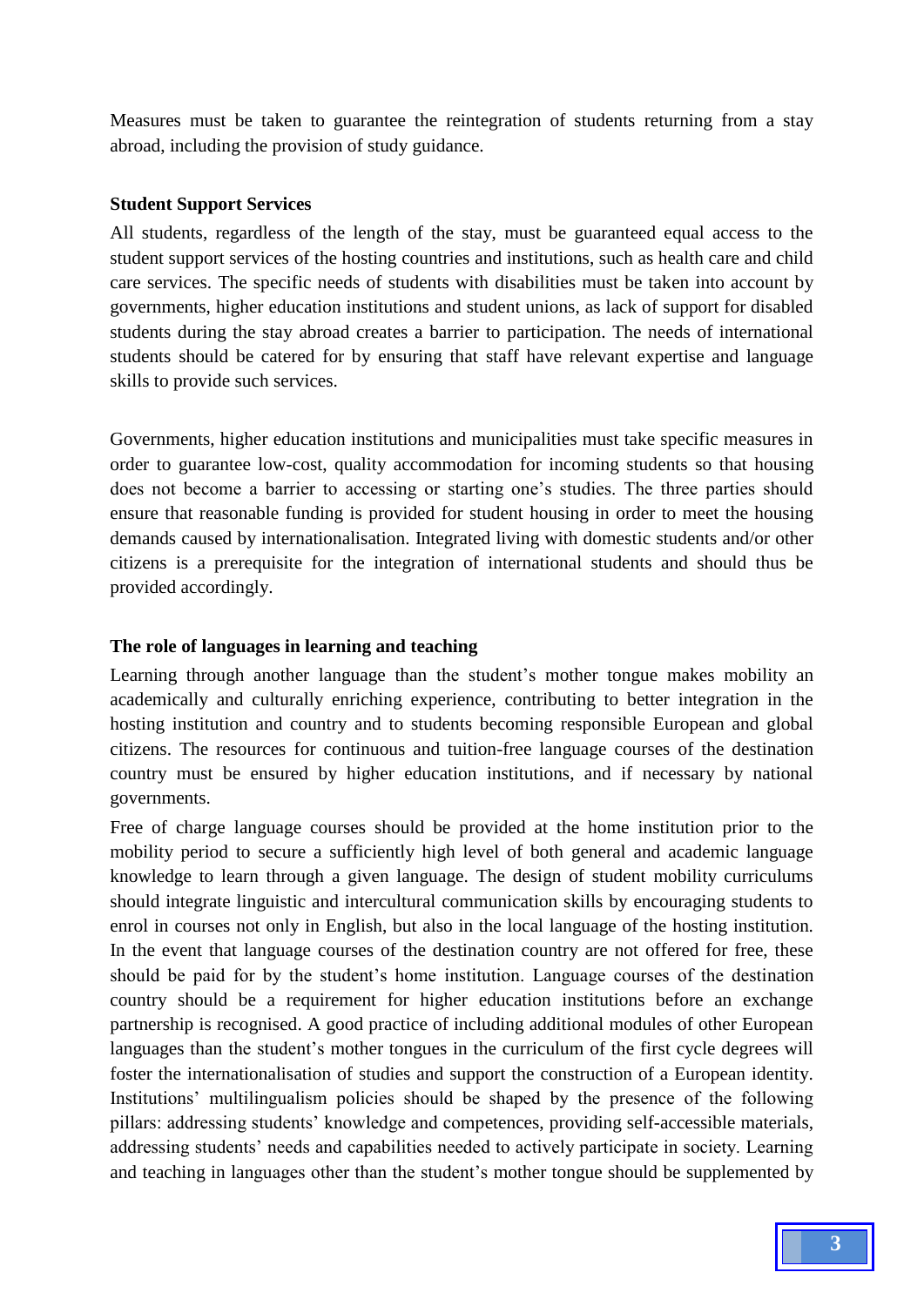Measures must be taken to guarantee the reintegration of students returning from a stay abroad, including the provision of study guidance.

**Student Support Services**

All students, regardless of the length of the stay, must be guaranteed equal access to the student support services of the hosting countries and institutions, such as health care and child care services. The specific needs of students with disabilities must be taken into account by governments, higher education institutions and student unions, as lack of support for disabled students during the stay abroad creates a barrier to participation. The needs of international students should be catered for by ensuring that staff have relevant expertise and language skills to provide such services.

Governments, higher education institutions and municipalities must take specific measures in order to guarantee low-cost, quality accommodation for incoming students so that housing does not become a barrier to accessing or starting one's studies. The three parties should ensure that reasonable funding is provided for student housing in order to meet the housing demands caused by internationalisation. Integrated living with domestic students and/or other citizens is a prerequisite for the integration of international students and should thus be provided accordingly.

**The role of languages in learning and teaching**

Learning through another language than the student's mother tongue makes mobility an academically and culturally enriching experience, contributing to better integration in the hosting institution and country and to students becoming responsible European and global citizens. The resources for continuous and tuition-free language courses of the destination country must be ensured by higher education institutions, and if necessary by national governments.

Free of charge language courses should be provided at the home institution prior to the mobility period to secure a sufficiently high level of both general and academic language knowledge to learn through a given language. The design of student mobility curriculums should integrate linguistic and intercultural communication skills by encouraging students to enrol in courses not only in English, but also in the local language of the hosting institution. In the event that language courses of the destination country are not offered for free, these should be paid for by the student's home institution. Language courses of the destination country should be a requirement for higher education institutions before an exchange partnership is recognised. A good practice of including additional modules of other European languages than the student's mother tongues in the curriculum of the first cycle degrees will foster the internationalisation of studies and support the construction of a European identity. Institutions' multilingualism policies should be shaped by the presence of the following pillars: addressing students' knowledge and competences, providing self-accessible materials, addressing students' needs and capabilities needed to actively participate in society. Learning and teaching in languages other than the student's mother tongue should be supplemented by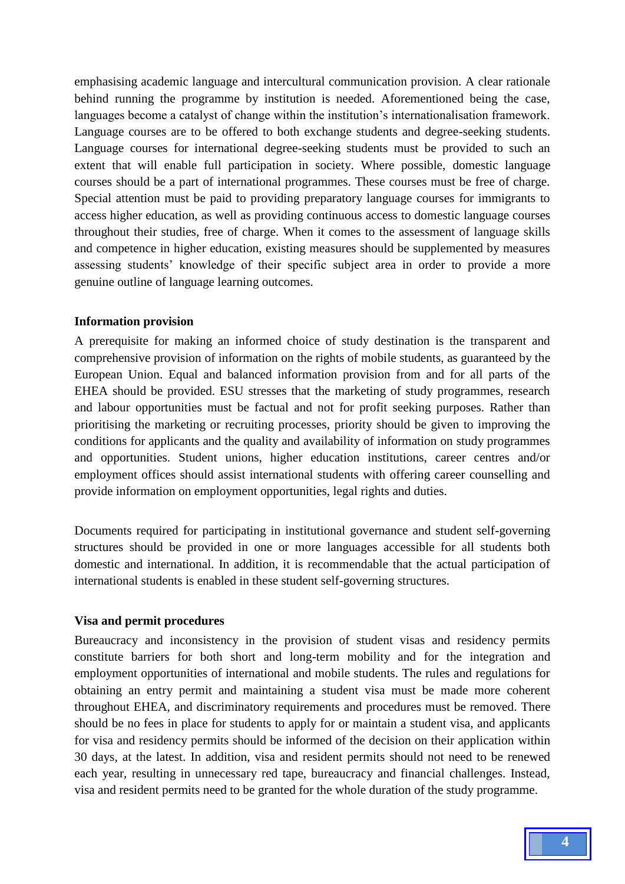emphasising academic language and intercultural communication provision. A clear rationale behind running the programme by institution is needed. Aforementioned being the case, languages become a catalyst of change within the institution's internationalisation framework. Language courses are to be offered to both exchange students and degree-seeking students. Language courses for international degree-seeking students must be provided to such an extent that will enable full participation in society. Where possible, domestic language courses should be a part of international programmes. These courses must be free of charge. Special attention must be paid to providing preparatory language courses for immigrants to access higher education, as well as providing continuous access to domestic language courses throughout their studies, free of charge. When it comes to the assessment of language skills and competence in higher education, existing measures should be supplemented by measures assessing students' knowledge of their specific subject area in order to provide a more genuine outline of language learning outcomes.

**Information provision**

A prerequisite for making an informed choice of study destination is the transparent and comprehensive provision of information on the rights of mobile students, as guaranteed by the European Union. Equal and balanced information provision from and for all parts of the EHEA should be provided. ESU stresses that the marketing of study programmes, research and labour opportunities must be factual and not for profit seeking purposes. Rather than prioritising the marketing or recruiting processes, priority should be given to improving the conditions for applicants and the quality and availability of information on study programmes and opportunities. Student unions, higher education institutions, career centres and/or employment offices should assist international students with offering career counselling and provide information on employment opportunities, legal rights and duties.

Documents required for participating in institutional governance and student self-governing structures should be provided in one or more languages accessible for all students both domestic and international. In addition, it is recommendable that the actual participation of international students is enabled in these student self-governing structures.

**Visa and permit procedures**

Bureaucracy and inconsistency in the provision of student visas and residency permits constitute barriers for both short and long-term mobility and for the integration and employment opportunities of international and mobile students. The rules and regulations for obtaining an entry permit and maintaining a student visa must be made more coherent throughout EHEA, and discriminatory requirements and procedures must be removed. There should be no fees in place for students to apply for or maintain a student visa, and applicants for visa and residency permits should be informed of the decision on their application within 30 days, at the latest. In addition, visa and resident permits should not need to be renewed each year, resulting in unnecessary red tape, bureaucracy and financial challenges. Instead, visa and resident permits need to be granted for the whole duration of the study programme.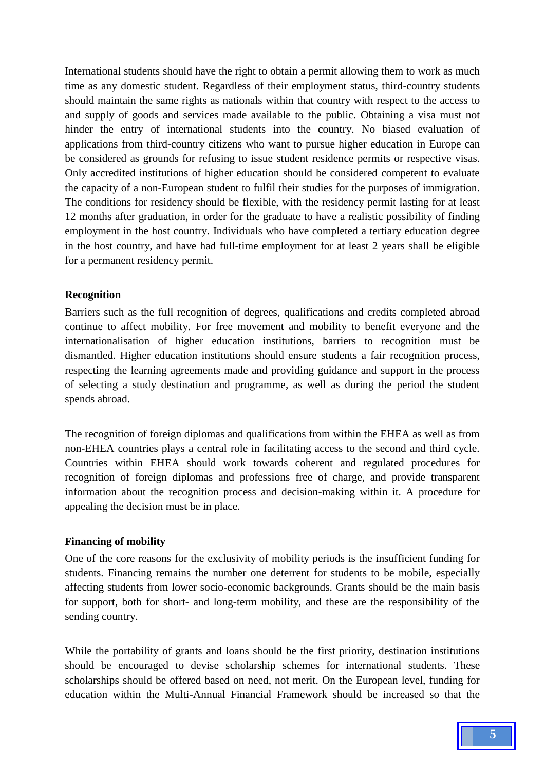International students should have the right to obtain a permit allowing them to work as much time as any domestic student. Regardless of their employment status, third-country students should maintain the same rights as nationals within that country with respect to the access to and supply of goods and services made available to the public. Obtaining a visa must not hinder the entry of international students into the country. No biased evaluation of applications from third-country citizens who want to pursue higher education in Europe can be considered as grounds for refusing to issue student residence permits or respective visas. Only accredited institutions of higher education should be considered competent to evaluate the capacity of a non-European student to fulfil their studies for the purposes of immigration. The conditions for residency should be flexible, with the residency permit lasting for at least 12 months after graduation, in order for the graduate to have a realistic possibility of finding employment in the host country. Individuals who have completed a tertiary education degree in the host country, and have had full-time employment for at least 2 years shall be eligible for a permanent residency permit.

**Recognition**

Barriers such as the full recognition of degrees, qualifications and credits completed abroad continue to affect mobility. For free movement and mobility to benefit everyone and the internationalisation of higher education institutions, barriers to recognition must be dismantled. Higher education institutions should ensure students a fair recognition process, respecting the learning agreements made and providing guidance and support in the process of selecting a study destination and programme, as well as during the period the student spends abroad.

The recognition of foreign diplomas and qualifications from within the EHEA as well as from non-EHEA countries plays a central role in facilitating access to the second and third cycle. Countries within EHEA should work towards coherent and regulated procedures for recognition of foreign diplomas and professions free of charge, and provide transparent information about the recognition process and decision-making within it. A procedure for appealing the decision must be in place.

**Financing of mobility**

One of the core reasons for the exclusivity of mobility periods is the insufficient funding for students. Financing remains the number one deterrent for students to be mobile, especially affecting students from lower socio-economic backgrounds. Grants should be the main basis for support, both for short- and long-term mobility, and these are the responsibility of the sending country.

While the portability of grants and loans should be the first priority, destination institutions should be encouraged to devise scholarship schemes for international students. These scholarships should be offered based on need, not merit. On the European level, funding for education within the Multi-Annual Financial Framework should be increased so that the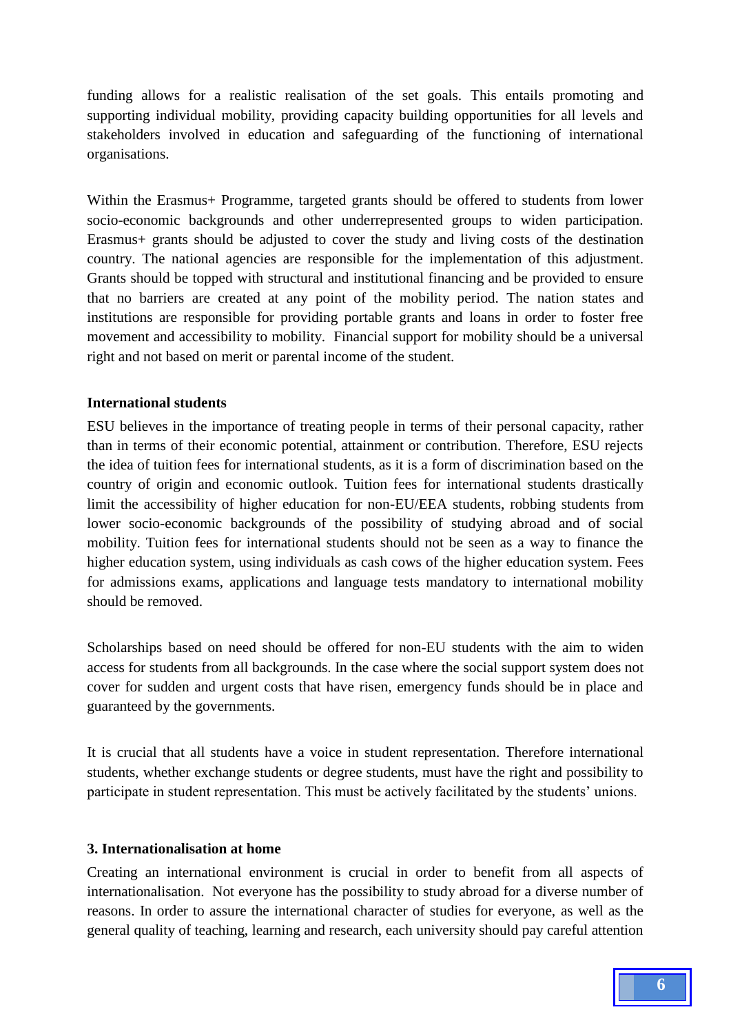funding allows for a realistic realisation of the set goals. This entails promoting and supporting individual mobility, providing capacity building opportunities for all levels and stakeholders involved in education and safeguarding of the functioning of international organisations.

Within the Erasmus+ Programme, targeted grants should be offered to students from lower socio-economic backgrounds and other underrepresented groups to widen participation. Erasmus+ grants should be adjusted to cover the study and living costs of the destination country. The national agencies are responsible for the implementation of this adjustment. Grants should be topped with structural and institutional financing and be provided to ensure that no barriers are created at any point of the mobility period. The nation states and institutions are responsible for providing portable grants and loans in order to foster free movement and accessibility to mobility. Financial support for mobility should be a universal right and not based on merit or parental income of the student.

**International students**

ESU believes in the importance of treating people in terms of their personal capacity, rather than in terms of their economic potential, attainment or contribution. Therefore, ESU rejects the idea of tuition fees for international students, as it is a form of discrimination based on the country of origin and economic outlook. Tuition fees for international students drastically limit the accessibility of higher education for non-EU/EEA students, robbing students from lower socio-economic backgrounds of the possibility of studying abroad and of social mobility. Tuition fees for international students should not be seen as a way to finance the higher education system, using individuals as cash cows of the higher education system. Fees for admissions exams, applications and language tests mandatory to international mobility should be removed.

Scholarships based on need should be offered for non-EU students with the aim to widen access for students from all backgrounds. In the case where the social support system does not cover for sudden and urgent costs that have risen, emergency funds should be in place and guaranteed by the governments.

It is crucial that all students have a voice in student representation. Therefore international students, whether exchange students or degree students, must have the right and possibility to participate in student representation. This must be actively facilitated by the students' unions.

**3. Internationalisation at home**

Creating an international environment is crucial in order to benefit from all aspects of internationalisation. Not everyone has the possibility to study abroad for a diverse number of reasons. In order to assure the international character of studies for everyone, as well as the general quality of teaching, learning and research, each university should pay careful attention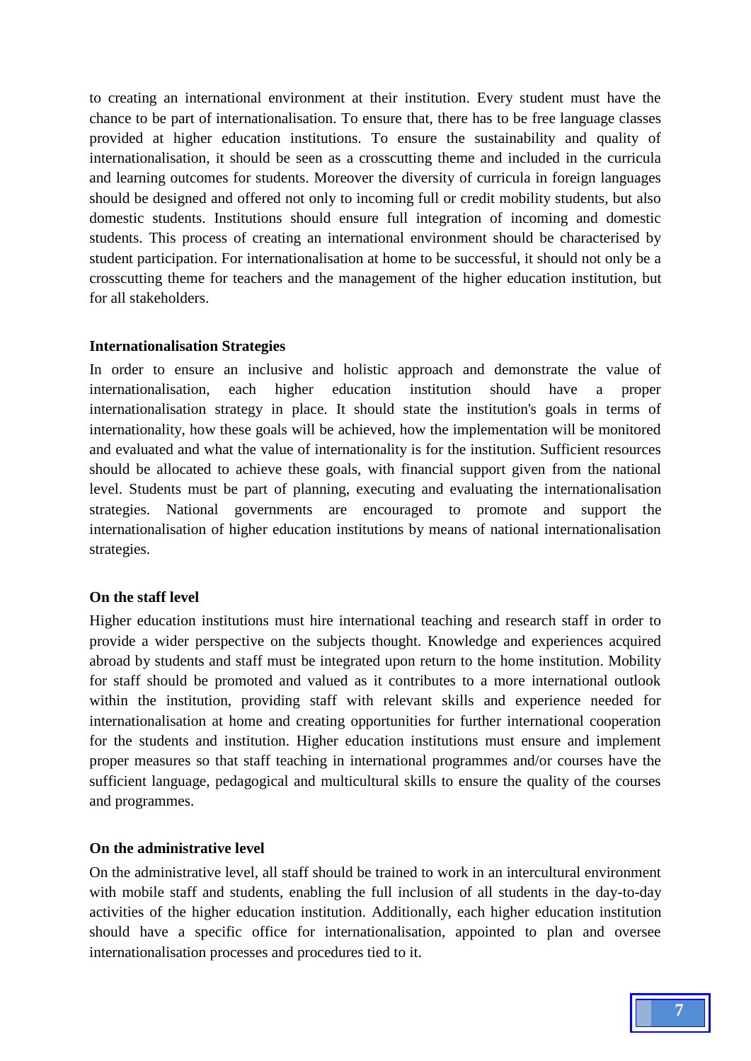to creating an international environment at their institution. Every student must have the chance to be part of internationalisation. To ensure that, there has to be free language classes provided at higher education institutions. To ensure the sustainability and quality of internationalisation, it should be seen as a crosscutting theme and included in the curricula and learning outcomes for students. Moreover the diversity of curricula in foreign languages should be designed and offered not only to incoming full or credit mobility students, but also domestic students. Institutions should ensure full integration of incoming and domestic students. This process of creating an international environment should be characterised by student participation. For internationalisation at home to be successful, it should not only be a crosscutting theme for teachers and the management of the higher education institution, but for all stakeholders.

**Internationalisation Strategies**

In order to ensure an inclusive and holistic approach and demonstrate the value of internationalisation, each higher education institution should have a proper internationalisation strategy in place. It should state the institution's goals in terms of internationality, how these goals will be achieved, how the implementation will be monitored and evaluated and what the value of internationality is for the institution. Sufficient resources should be allocated to achieve these goals, with financial support given from the national level. Students must be part of planning, executing and evaluating the internationalisation strategies. National governments are encouraged to promote and support the internationalisation of higher education institutions by means of national internationalisation strategies.

**On the staff level**

Higher education institutions must hire international teaching and research staff in order to provide a wider perspective on the subjects thought. Knowledge and experiences acquired abroad by students and staff must be integrated upon return to the home institution. Mobility for staff should be promoted and valued as it contributes to a more international outlook within the institution, providing staff with relevant skills and experience needed for internationalisation at home and creating opportunities for further international cooperation for the students and institution. Higher education institutions must ensure and implement proper measures so that staff teaching in international programmes and/or courses have the sufficient language, pedagogical and multicultural skills to ensure the quality of the courses and programmes.

**On the administrative level**

On the administrative level, all staff should be trained to work in an intercultural environment with mobile staff and students, enabling the full inclusion of all students in the day-to-day activities of the higher education institution. Additionally, each higher education institution should have a specific office for internationalisation, appointed to plan and oversee internationalisation processes and procedures tied to it.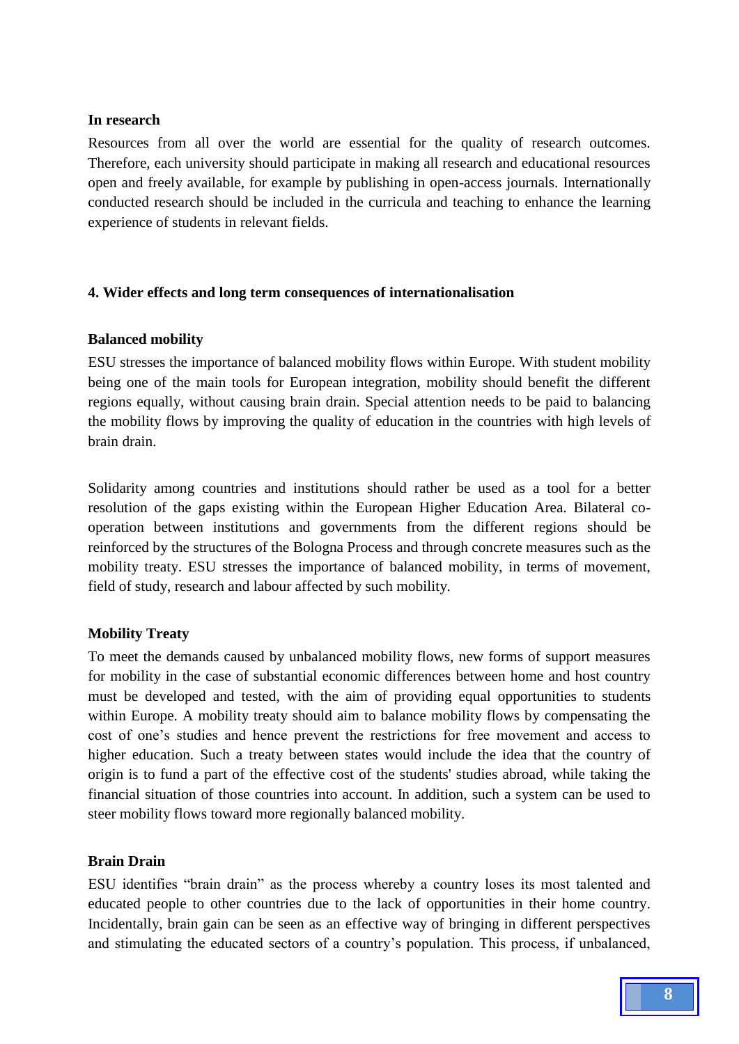**In research**

Resources from all over the world are essential for the quality of research outcomes. Therefore, each university should participate in making all research and educational resources open and freely available, for example by publishing in open-access journals. Internationally conducted research should be included in the curricula and teaching to enhance the learning experience of students in relevant fields.

## 4. Wider effects and long term consequences of internationalisation

**Balanced mobility**

ESU stresses the importance of balanced mobility flows within Europe. With student mobility being one of the main tools for European integration, mobility should benefit the different regions equally, without causing brain drain. Special attention needs to be paid to balancing the mobility flows by improving the quality of education in the countries with high levels of brain drain.

Solidarity among countries and institutions should rather be used as a tool for a better resolution of the gaps existing within the European Higher Education Area. Bilateral co-operation between institutions and governments from the different regions should be reinforced by the structures of the Bologna Process and through concrete measures such as the mobility treaty. ESU stresses the importance of balanced mobility, in terms of movement, field of study, research and labour affected by such mobility.

**Mobility Treaty**

To meet the demands caused by unbalanced mobility flows, new forms of support measures for mobility in the case of substantial economic differences between home and host country must be developed and tested, with the aim of providing equal opportunities to students within Europe. A mobility treaty should aim to balance mobility flows by compensating the cost of one's studies and hence prevent the restrictions for free movement and access to higher education. Such a treaty between states would include the idea that the country of origin is to fund a part of the effective cost of the students' studies abroad, while taking the financial situation of those countries into account. In addition, such a system can be used to steer mobility flows toward more regionally balanced mobility.

**Brain Drain**

ESU identifies "brain drain" as the process whereby a country loses its most talented and educated people to other countries due to the lack of opportunities in their home country. Incidentally, brain gain can be seen as an effective way of bringing in different perspectives and stimulating the educated sectors of a country's population. This process, if unbalanced,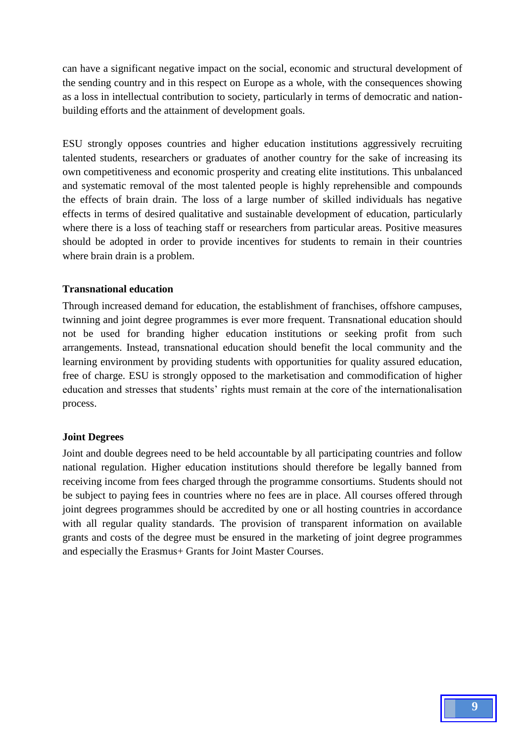can have a significant negative impact on the social, economic and structural development of the sending country and in this respect on Europe as a whole, with the consequences showing as a loss in intellectual contribution to society, particularly in terms of democratic and nation-building efforts and the attainment of development goals.

ESU strongly opposes countries and higher education institutions aggressively recruiting talented students, researchers or graduates of another country for the sake of increasing its own competitiveness and economic prosperity and creating elite institutions. This unbalanced and systematic removal of the most talented people is highly reprehensible and compounds the effects of brain drain. The loss of a large number of skilled individuals has negative effects in terms of desired qualitative and sustainable development of education, particularly where there is a loss of teaching staff or researchers from particular areas. Positive measures should be adopted in order to provide incentives for students to remain in their countries where brain drain is a problem.

**Transnational education**

Through increased demand for education, the establishment of franchises, offshore campuses, twinning and joint degree programmes is ever more frequent. Transnational education should not be used for branding higher education institutions or seeking profit from such arrangements. Instead, transnational education should benefit the local community and the learning environment by providing students with opportunities for quality assured education, free of charge. ESU is strongly opposed to the marketisation and commodification of higher education and stresses that students' rights must remain at the core of the internationalisation process.

**Joint Degrees**

Joint and double degrees need to be held accountable by all participating countries and follow national regulation. Higher education institutions should therefore be legally banned from receiving income from fees charged through the programme consortiums. Students should not be subject to paying fees in countries where no fees are in place. All courses offered through joint degrees programmes should be accredited by one or all hosting countries in accordance with all regular quality standards. The provision of transparent information on available grants and costs of the degree must be ensured in the marketing of joint degree programmes and especially the Erasmus+ Grants for Joint Master Courses.